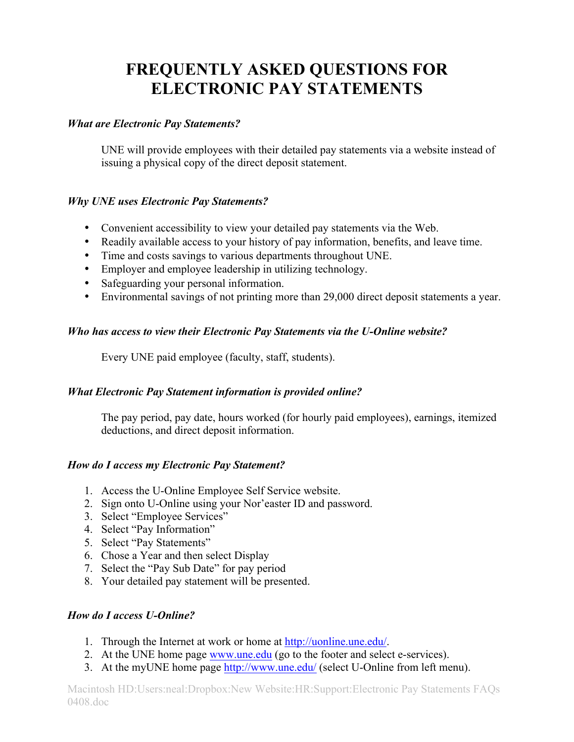# FREQUENTLY ASKED QUESTIONS FOR ELECTRONIC PAY STATEMENTS

***What are Electronic Pay Statements?***

UNE will provide employees with their detailed pay statements via a website instead of issuing a physical copy of the direct deposit statement.

***Why UNE uses Electronic Pay Statements?***

- Convenient accessibility to view your detailed pay statements via the Web.
- Readily available access to your history of pay information, benefits, and leave time.
- Time and costs savings to various departments throughout UNE.
- Employer and employee leadership in utilizing technology.
- Safeguarding your personal information.
- Environmental savings of not printing more than 29,000 direct deposit statements a year.

***Who has access to view their Electronic Pay Statements via the U-Online website?***

Every UNE paid employee (faculty, staff, students).

***What Electronic Pay Statement information is provided online?***

The pay period, pay date, hours worked (for hourly paid employees), earnings, itemized deductions, and direct deposit information.

***How do I access my Electronic Pay Statement?***

1. Access the U-Online Employee Self Service website.
2. Sign onto U-Online using your Nor'easter ID and password.
3. Select "Employee Services"
4. Select "Pay Information"
5. Select "Pay Statements"
6. Chose a Year and then select Display
7. Select the "Pay Sub Date" for pay period
8. Your detailed pay statement will be presented.

***How do I access U-Online?***

1. Through the Internet at work or home at http://uonline.une.edu/.
2. At the UNE home page www.une.edu (go to the footer and select e-services).
3. At the myUNE home page http://www.une.edu/ (select U-Online from left menu).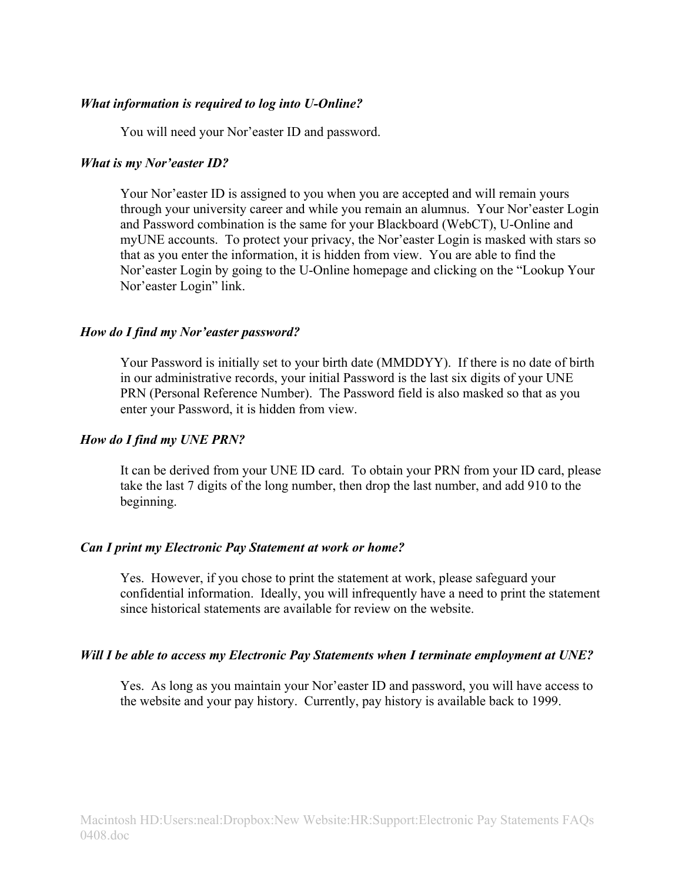***What information is required to log into U-Online?***

You will need your Nor'easter ID and password.

***What is my Nor'easter ID?***

Your Nor'easter ID is assigned to you when you are accepted and will remain yours through your university career and while you remain an alumnus. Your Nor'easter Login and Password combination is the same for your Blackboard (WebCT), U-Online and myUNE accounts. To protect your privacy, the Nor'easter Login is masked with stars so that as you enter the information, it is hidden from view. You are able to find the Nor'easter Login by going to the U-Online homepage and clicking on the "Lookup Your Nor'easter Login" link.

***How do I find my Nor'easter password?***

Your Password is initially set to your birth date (MMDDYY). If there is no date of birth in our administrative records, your initial Password is the last six digits of your UNE PRN (Personal Reference Number). The Password field is also masked so that as you enter your Password, it is hidden from view.

***How do I find my UNE PRN?***

It can be derived from your UNE ID card. To obtain your PRN from your ID card, please take the last 7 digits of the long number, then drop the last number, and add 910 to the beginning.

***Can I print my Electronic Pay Statement at work or home?***

Yes. However, if you chose to print the statement at work, please safeguard your confidential information. Ideally, you will infrequently have a need to print the statement since historical statements are available for review on the website.

***Will I be able to access my Electronic Pay Statements when I terminate employment at UNE?***

Yes. As long as you maintain your Nor'easter ID and password, you will have access to the website and your pay history. Currently, pay history is available back to 1999.